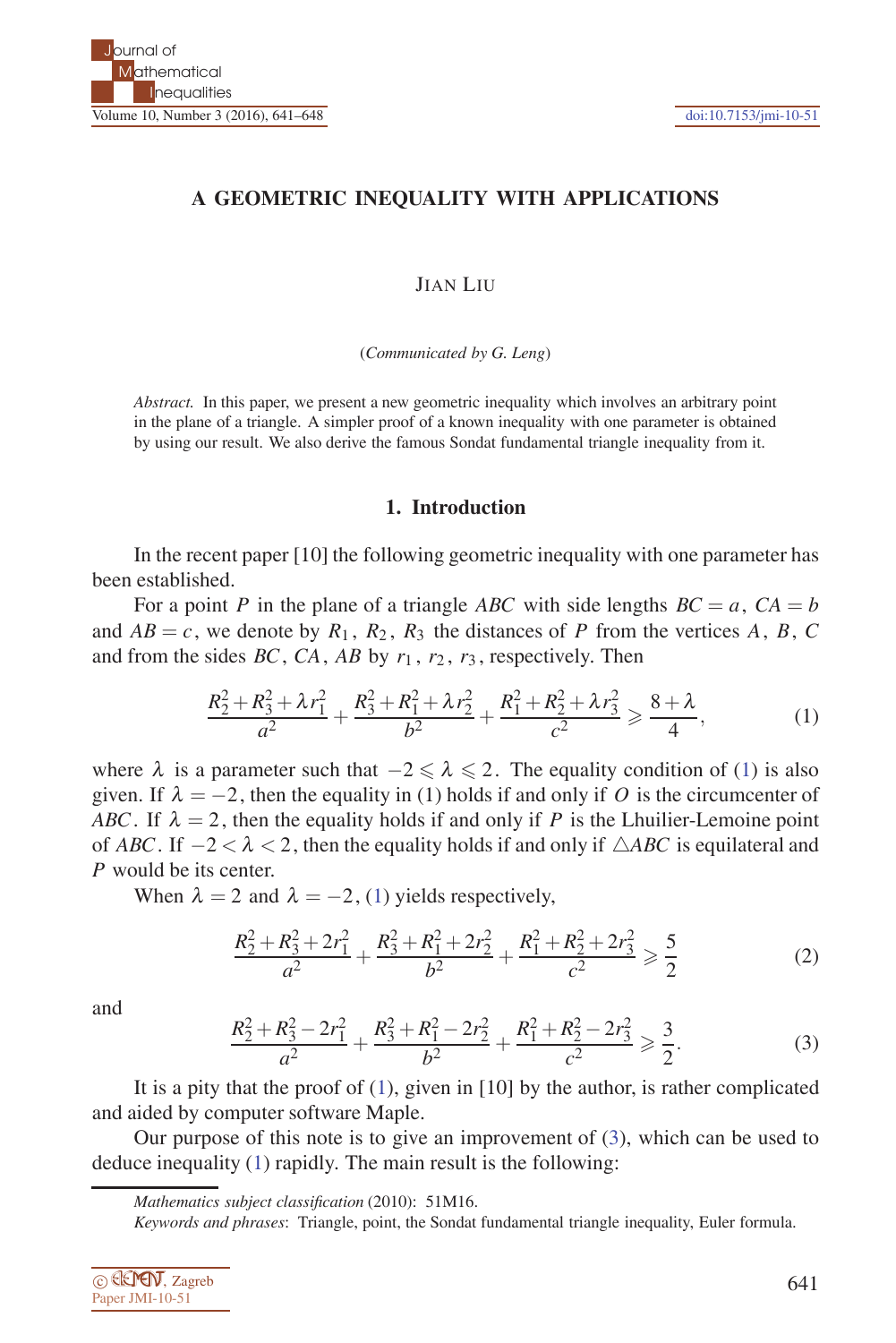# A GEOMETRIC INEQUALITY WITH APPLICATIONS

JIAN LIU

(*Communicated by G. Leng*)

*Abstract.* In this paper, we present a new geometric inequality which involves an arbitrary point in the plane of a triangle. A simpler proof of a known inequality with one parameter is obtained by using our result. We also derive the famous Sondat fundamental triangle inequality from it.

## 1. Introduction

In the recent paper [10] the following geometric inequality with one parameter has been established.

For a point $P$ in the plane of a triangle $ABC$ with side lengths $BC = a$, $CA = b$ and $AB = c$, we denote by $R_1$, $R_2$, $R_3$ the distances of $P$ from the vertices $A$, $B$, $C$ and from the sides $BC$, $CA$, $AB$ by $r_1$, $r_2$, $r_3$, respectively. Then

$$\frac{R_2^2+R_3^2+\lambda r_1^2}{a^2}+\frac{R_3^2+R_1^2+\lambda r_2^2}{b^2}+\frac{R_1^2+R_2^2+\lambda r_3^2}{c^2} \geqslant \frac{8+\lambda}{4}, \tag{1}$$

where $\lambda$ is a parameter such that $-2 \leqslant \lambda \leqslant 2$. The equality condition of (1) is also given. If $\lambda = -2$, then the equality in (1) holds if and only if $O$ is the circumcenter of $ABC$. If $\lambda = 2$, then the equality holds if and only if $P$ is the Lhuilier-Lemoine point of $ABC$. If $-2 < \lambda < 2$, then the equality holds if and only if $\triangle ABC$ is equilateral and $P$ would be its center.

When $\lambda = 2$ and $\lambda = -2$, (1) yields respectively,

$$\frac{R_2^2+R_3^2+2r_1^2}{a^2}+\frac{R_3^2+R_1^2+2r_2^2}{b^2}+\frac{R_1^2+R_2^2+2r_3^2}{c^2} \geqslant \frac{5}{2} \tag{2}$$

and

$$\frac{R_2^2+R_3^2-2r_1^2}{a^2}+\frac{R_3^2+R_1^2-2r_2^2}{b^2}+\frac{R_1^2+R_2^2-2r_3^2}{c^2} \geqslant \frac{3}{2}. \tag{3}$$

It is a pity that the proof of (1), given in [10] by the author, is rather complicated and aided by computer software Maple.

Our purpose of this note is to give an improvement of (3), which can be used to deduce inequality (1) rapidly. The main result is the following:

*Mathematics subject classification* (2010): 51M16.

*Keywords and phrases*: Triangle, point, the Sondat fundamental triangle inequality, Euler formula.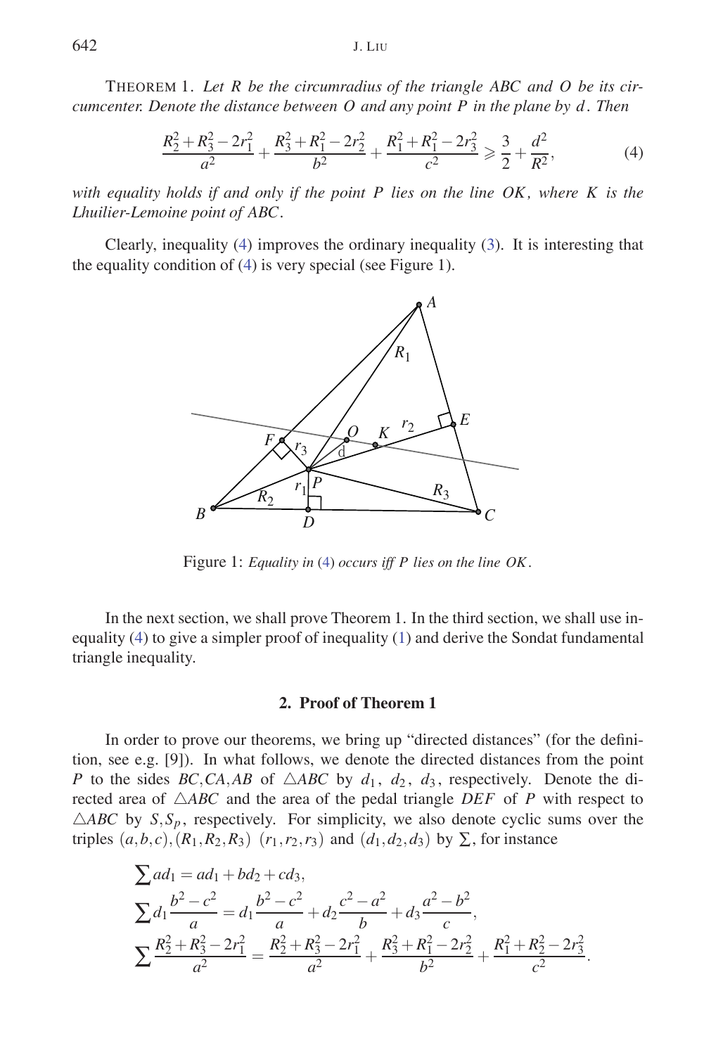THEOREM 1. *Let $R$ be the circumradius of the triangle $ABC$ and $O$ be its circumcenter. Denote the distance between $O$ and any point $P$ in the plane by $d$. Then*

$$\frac{R_2^2+R_3^2-2r_1^2}{a^2}+\frac{R_3^2+R_1^2-2r_2^2}{b^2}+\frac{R_1^2+R_1^2-2r_3^2}{c^2}\geqslant\frac{3}{2}+\frac{d^2}{R^2},\tag{4}$$

*with equality holds if and only if the point $P$ lies on the line $OK$, where $K$ is the Lhuilier-Lemoine point of $ABC$.*

Clearly, inequality (4) improves the ordinary inequality (3). It is interesting that the equality condition of (4) is very special (see Figure 1).

Figure 1: *Equality in (4) occurs iff $P$ lies on the line $OK$.*

In the next section, we shall prove Theorem 1. In the third section, we shall use inequality (4) to give a simpler proof of inequality (1) and derive the Sondat fundamental triangle inequality.

## 2. Proof of Theorem 1

In order to prove our theorems, we bring up "directed distances" (for the definition, see e.g. [9]). In what follows, we denote the directed distances from the point $P$ to the sides $BC, CA, AB$ of $\triangle ABC$ by $d_1,\ d_2,\ d_3$, respectively. Denote the directed area of $\triangle ABC$ and the area of the pedal triangle $DEF$ of $P$ with respect to $\triangle ABC$ by $S, S_p$, respectively. For simplicity, we also denote cyclic sums over the triples $(a,b,c), (R_1,R_2,R_3)$ $(r_1,r_2,r_3)$ and $(d_1,d_2,d_3)$ by $\sum$, for instance

$$\sum ad_1 = ad_1+bd_2+cd_3,$$

$$\sum d_1\frac{b^2-c^2}{a} = d_1\frac{b^2-c^2}{a}+d_2\frac{c^2-a^2}{b}+d_3\frac{a^2-b^2}{c},$$

$$\sum\frac{R_2^2+R_3^2-2r_1^2}{a^2}=\frac{R_2^2+R_3^2-2r_1^2}{a^2}+\frac{R_3^2+R_1^2-2r_2^2}{b^2}+\frac{R_1^2+R_2^2-2r_3^2}{c^2}.$$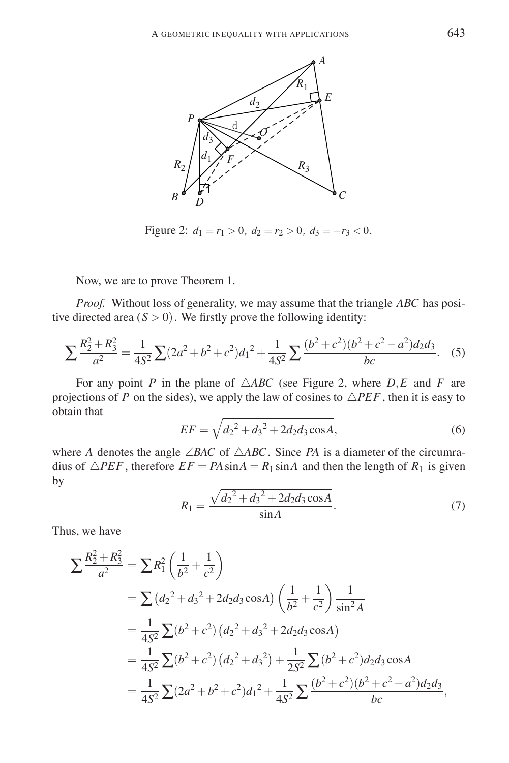Figure 2: $d_1 = r_1 > 0,\ d_2 = r_2 > 0,\ d_3 = -r_3 < 0.$

Now, we are to prove Theorem 1.

*Proof.* Without loss of generality, we may assume that the triangle $ABC$ has positive directed area $(S > 0)$. We firstly prove the following identity:

$$\sum \frac{R_2^2 + R_3^2}{a^2} = \frac{1}{4S^2} \sum (2a^2 + b^2 + c^2){d_1}^2 + \frac{1}{4S^2} \sum \frac{(b^2 + c^2)(b^2 + c^2 - a^2)d_2 d_3}{bc}. \quad (5)$$

For any point $P$ in the plane of $\triangle ABC$ (see Figure 2, where $D, E$ and $F$ are projections of $P$ on the sides), we apply the law of cosines to $\triangle PEF$, then it is easy to obtain that

$$EF = \sqrt{{d_2}^2 + {d_3}^2 + 2d_2 d_3 \cos A}, \quad (6)$$

where $A$ denotes the angle $\angle BAC$ of $\triangle ABC$. Since $PA$ is a diameter of the circumradius of $\triangle PEF$, therefore $EF = PA \sin A = R_1 \sin A$ and then the length of $R_1$ is given by

$$R_1 = \frac{\sqrt{{d_2}^2 + {d_3}^2 + 2d_2 d_3 \cos A}}{\sin A}. \quad (7)$$

Thus, we have

$$\begin{aligned}
\sum \frac{R_2^2 + R_3^2}{a^2} &= \sum R_1^2 \left( \frac{1}{b^2} + \frac{1}{c^2} \right) \\
&= \sum \left( {d_2}^2 + {d_3}^2 + 2d_2 d_3 \cos A \right) \left( \frac{1}{b^2} + \frac{1}{c^2} \right) \frac{1}{\sin^2 A} \\
&= \frac{1}{4S^2} \sum (b^2 + c^2) \left( {d_2}^2 + {d_3}^2 + 2d_2 d_3 \cos A \right) \\
&= \frac{1}{4S^2} \sum (b^2 + c^2) \left( {d_2}^2 + {d_3}^2 \right) + \frac{1}{2S^2} \sum (b^2 + c^2) d_2 d_3 \cos A \\
&= \frac{1}{4S^2} \sum (2a^2 + b^2 + c^2){d_1}^2 + \frac{1}{4S^2} \sum \frac{(b^2 + c^2)(b^2 + c^2 - a^2)d_2 d_3}{bc},
\end{aligned}$$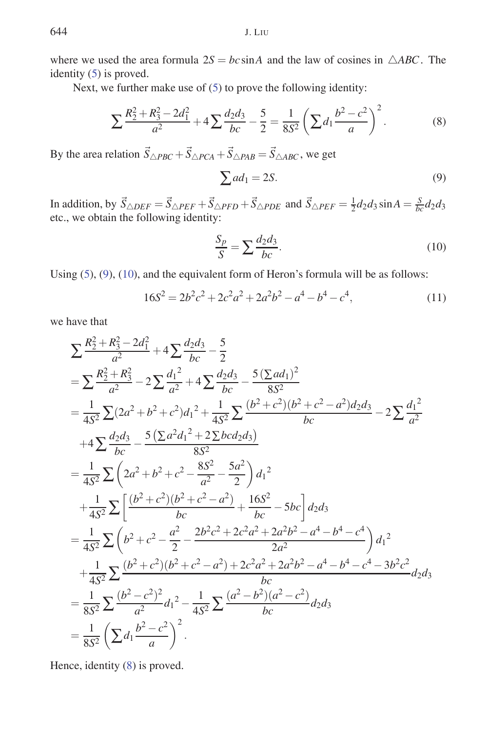where we used the area formula $2S = bc\sin A$ and the law of cosines in $\triangle ABC$. The identity (5) is proved.

Next, we further make use of (5) to prove the following identity:

$$\sum \frac{R_2^2 + R_3^2 - 2d_1^2}{a^2} + 4\sum \frac{d_2 d_3}{bc} - \frac{5}{2} = \frac{1}{8S^2}\left(\sum d_1 \frac{b^2 - c^2}{a}\right)^2. \tag{8}$$

By the area relation $\vec{S}_{\triangle PBC} + \vec{S}_{\triangle PCA} + \vec{S}_{\triangle PAB} = \vec{S}_{\triangle ABC}$, we get

$$\sum a d_1 = 2S. \tag{9}$$

In addition, by $\vec{S}_{\triangle DEF} = \vec{S}_{\triangle PEF} + \vec{S}_{\triangle PFD} + \vec{S}_{\triangle PDE}$ and $\vec{S}_{\triangle PEF} = \frac{1}{2} d_2 d_3 \sin A = \frac{S}{bc} d_2 d_3$ etc., we obtain the following identity:

$$\frac{S_p}{S} = \sum \frac{d_2 d_3}{bc}. \tag{10}$$

Using (5), (9), (10), and the equivalent form of Heron's formula will be as follows:

$$16S^2 = 2b^2c^2 + 2c^2a^2 + 2a^2b^2 - a^4 - b^4 - c^4, \tag{11}$$

we have that

$$\begin{aligned}
&\sum \frac{R_2^2 + R_3^2 - 2d_1^2}{a^2} + 4\sum \frac{d_2 d_3}{bc} - \frac{5}{2} \\
&= \sum \frac{R_2^2 + R_3^2}{a^2} - 2\sum \frac{{d_1}^2}{a^2} + 4\sum \frac{d_2 d_3}{bc} - \frac{5\left(\sum a d_1\right)^2}{8S^2} \\
&= \frac{1}{4S^2}\sum (2a^2 + b^2 + c^2){d_1}^2 + \frac{1}{4S^2}\sum \frac{(b^2 + c^2)(b^2 + c^2 - a^2) d_2 d_3}{bc} - 2\sum \frac{{d_1}^2}{a^2} \\
&\quad + 4\sum \frac{d_2 d_3}{bc} - \frac{5\left(\sum a^2 {d_1}^2 + 2\sum bc d_2 d_3\right)}{8S^2} \\
&= \frac{1}{4S^2}\sum \left(2a^2 + b^2 + c^2 - \frac{8S^2}{a^2} - \frac{5a^2}{2}\right){d_1}^2 \\
&\quad + \frac{1}{4S^2}\sum \left[\frac{(b^2 + c^2)(b^2 + c^2 - a^2)}{bc} + \frac{16S^2}{bc} - 5bc\right] d_2 d_3 \\
&= \frac{1}{4S^2}\sum \left(b^2 + c^2 - \frac{a^2}{2} - \frac{2b^2c^2 + 2c^2a^2 + 2a^2b^2 - a^4 - b^4 - c^4}{2a^2}\right){d_1}^2 \\
&\quad + \frac{1}{4S^2}\sum \frac{(b^2 + c^2)(b^2 + c^2 - a^2) + 2c^2a^2 + 2a^2b^2 - a^4 - b^4 - c^4 - 3b^2c^2}{bc} d_2 d_3 \\
&= \frac{1}{8S^2}\sum \frac{(b^2 - c^2)^2}{a^2}{d_1}^2 - \frac{1}{4S^2}\sum \frac{(a^2 - b^2)(a^2 - c^2)}{bc} d_2 d_3 \\
&= \frac{1}{8S^2}\left(\sum d_1 \frac{b^2 - c^2}{a}\right)^2.
\end{aligned}$$

Hence, identity (8) is proved.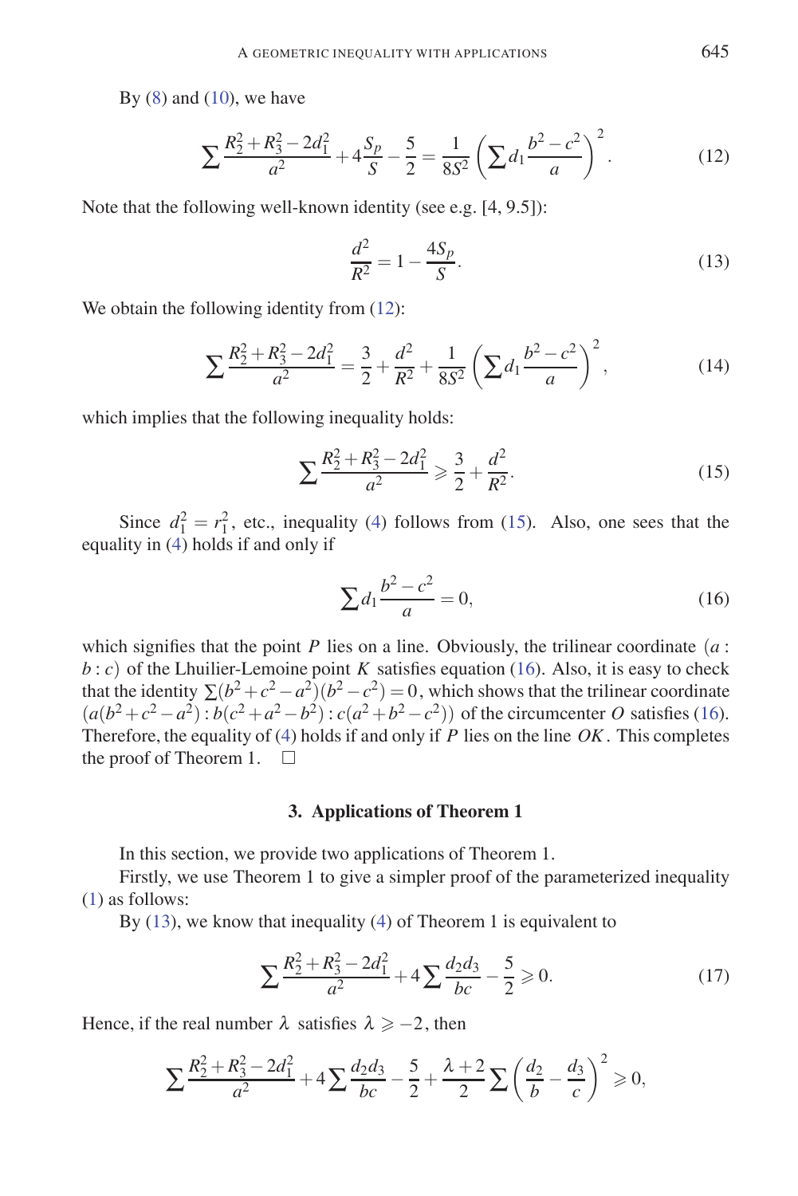By (8) and (10), we have

$$\sum \frac{R_2^2+R_3^2-2d_1^2}{a^2}+4\frac{S_p}{S}-\frac{5}{2}=\frac{1}{8S^2}\left(\sum d_1\frac{b^2-c^2}{a}\right)^2. \tag{12}$$

Note that the following well-known identity (see e.g. [4, 9.5]):

$$\frac{d^2}{R^2}=1-\frac{4S_p}{S}. \tag{13}$$

We obtain the following identity from (12):

$$\sum \frac{R_2^2+R_3^2-2d_1^2}{a^2}=\frac{3}{2}+\frac{d^2}{R^2}+\frac{1}{8S^2}\left(\sum d_1\frac{b^2-c^2}{a}\right)^2, \tag{14}$$

which implies that the following inequality holds:

$$\sum \frac{R_2^2+R_3^2-2d_1^2}{a^2}\geqslant \frac{3}{2}+\frac{d^2}{R^2}. \tag{15}$$

Since $d_1^2=r_1^2$, etc., inequality (4) follows from (15). Also, one sees that the equality in (4) holds if and only if

$$\sum d_1\frac{b^2-c^2}{a}=0, \tag{16}$$

which signifies that the point $P$ lies on a line. Obviously, the trilinear coordinate $(a:b:c)$ of the Lhuilier-Lemoine point $K$ satisfies equation (16). Also, it is easy to check that the identity $\sum(b^2+c^2-a^2)(b^2-c^2)=0$, which shows that the trilinear coordinate $(a(b^2+c^2-a^2):b(c^2+a^2-b^2):c(a^2+b^2-c^2))$ of the circumcenter $O$ satisfies (16). Therefore, the equality of (4) holds if and only if $P$ lies on the line $OK$. This completes the proof of Theorem 1. $\square$

## 3. Applications of Theorem 1

In this section, we provide two applications of Theorem 1.

Firstly, we use Theorem 1 to give a simpler proof of the parameterized inequality (1) as follows:

By (13), we know that inequality (4) of Theorem 1 is equivalent to

$$\sum \frac{R_2^2+R_3^2-2d_1^2}{a^2}+4\sum\frac{d_2d_3}{bc}-\frac{5}{2}\geqslant 0. \tag{17}$$

Hence, if the real number $\lambda$ satisfies $\lambda\geqslant -2$, then

$$\sum \frac{R_2^2+R_3^2-2d_1^2}{a^2}+4\sum\frac{d_2d_3}{bc}-\frac{5}{2}+\frac{\lambda+2}{2}\sum\left(\frac{d_2}{b}-\frac{d_3}{c}\right)^2\geqslant 0,$$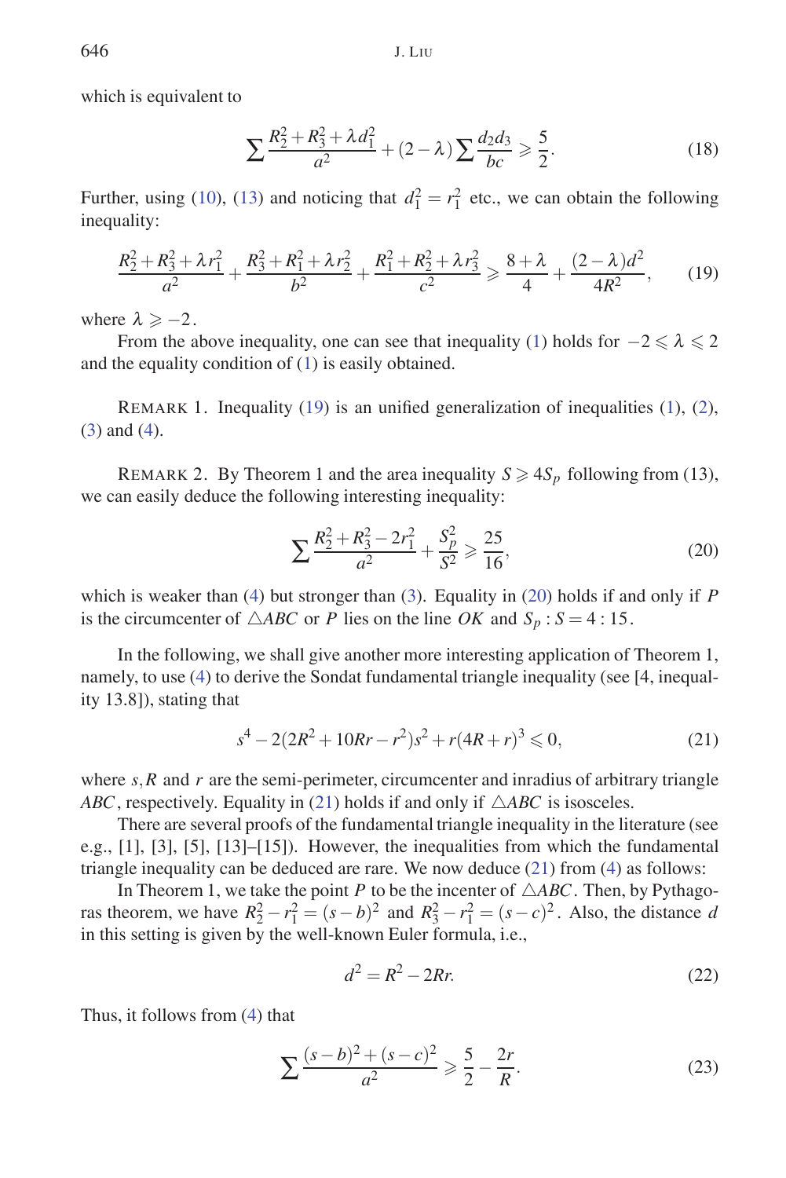which is equivalent to

$$\sum \frac{R_2^2+R_3^2+\lambda d_1^2}{a^2}+(2-\lambda)\sum \frac{d_2 d_3}{bc} \geqslant \frac{5}{2}. \tag{18}$$

Further, using (10), (13) and noticing that $d_1^2=r_1^2$ etc., we can obtain the following inequality:

$$\frac{R_2^2+R_3^2+\lambda r_1^2}{a^2}+\frac{R_3^2+R_1^2+\lambda r_2^2}{b^2}+\frac{R_1^2+R_2^2+\lambda r_3^2}{c^2} \geqslant \frac{8+\lambda}{4}+\frac{(2-\lambda)d^2}{4R^2}, \tag{19}$$

where $\lambda \geqslant -2$.

From the above inequality, one can see that inequality (1) holds for $-2 \leqslant \lambda \leqslant 2$ and the equality condition of (1) is easily obtained.

REMARK 1. Inequality (19) is an unified generalization of inequalities (1), (2), (3) and (4).

REMARK 2. By Theorem 1 and the area inequality $S \geqslant 4S_p$ following from (13), we can easily deduce the following interesting inequality:

$$\sum \frac{R_2^2+R_3^2-2r_1^2}{a^2}+\frac{S_p^2}{S^2} \geqslant \frac{25}{16}, \tag{20}$$

which is weaker than (4) but stronger than (3). Equality in (20) holds if and only if $P$ is the circumcenter of $\triangle ABC$ or $P$ lies on the line $OK$ and $S_p : S = 4:15$.

In the following, we shall give another more interesting application of Theorem 1, namely, to use (4) to derive the Sondat fundamental triangle inequality (see [4, inequality 13.8]), stating that

$$s^4-2(2R^2+10Rr-r^2)s^2+r(4R+r)^3 \leqslant 0, \tag{21}$$

where $s, R$ and $r$ are the semi-perimeter, circumcenter and inradius of arbitrary triangle $ABC$, respectively. Equality in (21) holds if and only if $\triangle ABC$ is isosceles.

There are several proofs of the fundamental triangle inequality in the literature (see e.g., [1], [3], [5], [13]–[15]). However, the inequalities from which the fundamental triangle inequality can be deduced are rare. We now deduce (21) from (4) as follows:

In Theorem 1, we take the point $P$ to be the incenter of $\triangle ABC$. Then, by Pythagoras theorem, we have $R_2^2-r_1^2=(s-b)^2$ and $R_3^2-r_1^2=(s-c)^2$. Also, the distance $d$ in this setting is given by the well-known Euler formula, i.e.,

$$d^2=R^2-2Rr. \tag{22}$$

Thus, it follows from (4) that

$$\sum \frac{(s-b)^2+(s-c)^2}{a^2} \geqslant \frac{5}{2}-\frac{2r}{R}. \tag{23}$$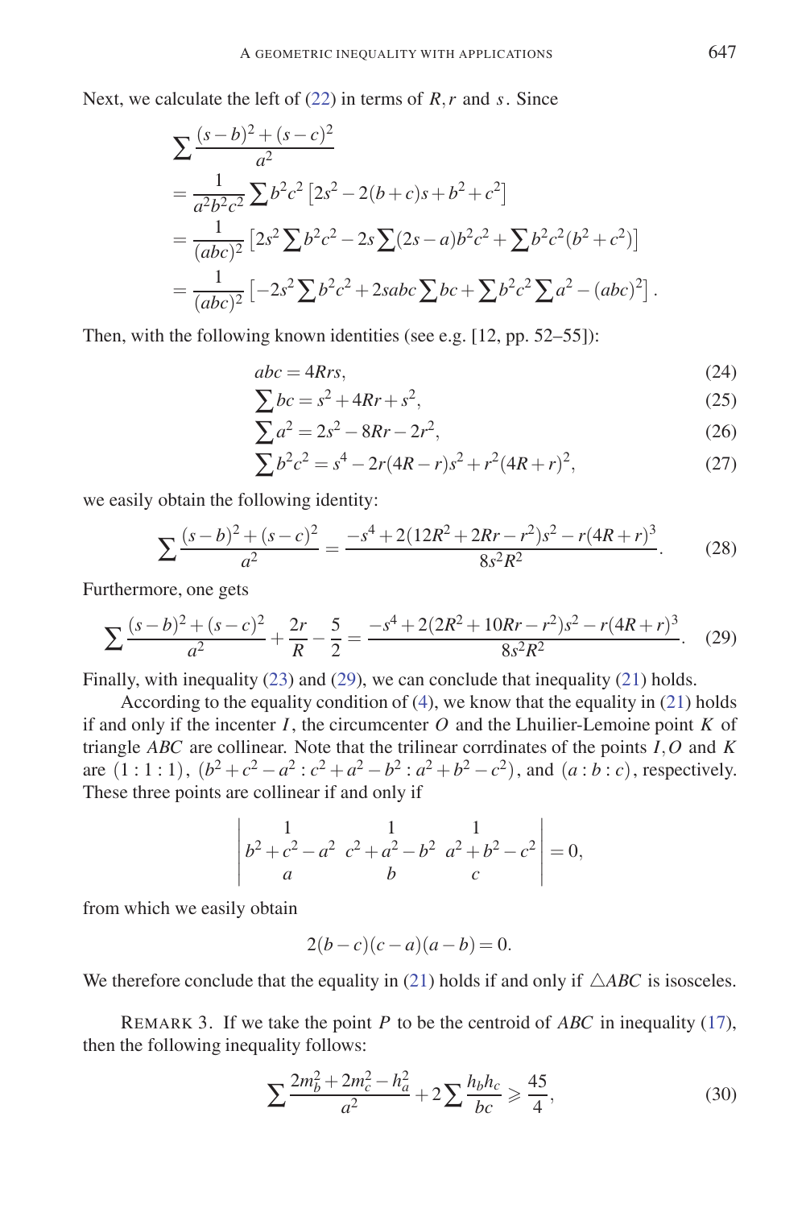Next, we calculate the left of (22) in terms of $R, r$ and $s$. Since

$$
\begin{aligned}
&\sum \frac{(s-b)^2+(s-c)^2}{a^2} \\
&= \frac{1}{a^2b^2c^2} \sum b^2c^2 \left[2s^2 - 2(b+c)s + b^2 + c^2\right] \\
&= \frac{1}{(abc)^2} \left[2s^2 \sum b^2c^2 - 2s \sum (2s-a) b^2c^2 + \sum b^2c^2(b^2+c^2)\right] \\
&= \frac{1}{(abc)^2} \left[-2s^2 \sum b^2c^2 + 2sabc \sum bc + \sum b^2c^2 \sum a^2 - (abc)^2\right].
\end{aligned}
$$

Then, with the following known identities (see e.g. [12, pp. 52–55]):

$$
abc = 4Rrs, \tag{24}
$$

$$
\sum bc = s^2 + 4Rr + s^2, \tag{25}
$$

$$
\sum a^2 = 2s^2 - 8Rr - 2r^2, \tag{26}
$$

$$
\sum b^2c^2 = s^4 - 2r(4R-r)s^2 + r^2(4R+r)^2, \tag{27}
$$

we easily obtain the following identity:

$$
\sum \frac{(s-b)^2+(s-c)^2}{a^2} = \frac{-s^4 + 2(12R^2 + 2Rr - r^2)s^2 - r(4R+r)^3}{8s^2R^2}. \tag{28}
$$

Furthermore, one gets

$$
\sum \frac{(s-b)^2+(s-c)^2}{a^2} + \frac{2r}{R} - \frac{5}{2} = \frac{-s^4 + 2(2R^2 + 10Rr - r^2)s^2 - r(4R+r)^3}{8s^2R^2}. \tag{29}
$$

Finally, with inequality (23) and (29), we can conclude that inequality (21) holds.

According to the equality condition of (4), we know that the equality in (21) holds if and only if the incenter $I$, the circumcenter $O$ and the Lhuilier-Lemoine point $K$ of triangle $ABC$ are collinear. Note that the trilinear corrdinates of the points $I, O$ and $K$ are $(1:1:1)$, $(b^2+c^2-a^2 : c^2+a^2-b^2 : a^2+b^2-c^2)$, and $(a:b:c)$, respectively. These three points are collinear if and only if

$$
\begin{vmatrix}
1 & 1 & 1 \\
b^2+c^2-a^2 & c^2+a^2-b^2 & a^2+b^2-c^2 \\
a & b & c
\end{vmatrix} = 0,
$$

from which we easily obtain

$$
2(b-c)(c-a)(a-b) = 0.
$$

We therefore conclude that the equality in (21) holds if and only if $\triangle ABC$ is isosceles.

REMARK 3. If we take the point $P$ to be the centroid of $ABC$ in inequality (17), then the following inequality follows:

$$
\sum \frac{2m_b^2 + 2m_c^2 - h_a^2}{a^2} + 2\sum \frac{h_bh_c}{bc} \geqslant \frac{45}{4}, \tag{30}
$$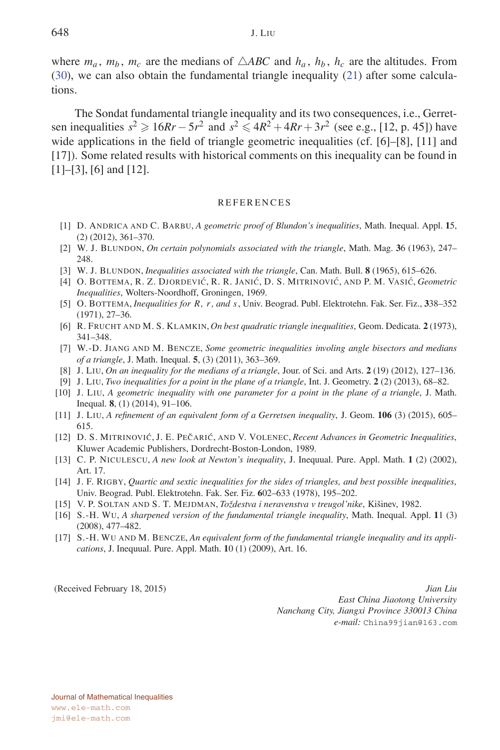where $m_a$, $m_b$, $m_c$ are the medians of $\triangle ABC$ and $h_a$, $h_b$, $h_c$ are the altitudes. From (30), we can also obtain the fundamental triangle inequality (21) after some calculations.

The Sondat fundamental triangle inequality and its two consequences, i.e., Gerretsen inequalities $s^2 \geqslant 16Rr - 5r^2$ and $s^2 \leqslant 4R^2 + 4Rr + 3r^2$ (see e.g., [12, p. 45]) have wide applications in the field of triangle geometric inequalities (cf. [6]–[8], [11] and [17]). Some related results with historical comments on this inequality can be found in [1]–[3], [6] and [12].

## REFERENCES

[1] D. Andrica and C. Barbu, *A geometric proof of Blundon's inequalities*, Math. Inequal. Appl. **1**5, (2) (2012), 361–370.

[2] W. J. Blundon, *On certain polynomials associated with the triangle*, Math. Mag. **3**6 (1963), 247–248.

[3] W. J. Blundon, *Inequalities associated with the triangle*, Can. Math. Bull. **8** (1965), 615–626.

[4] O. Bottema, R. Z. Djordević, R. R. Janić, D. S. Mitrinović, and P. M. Vasić, *Geometric Inequalities*, Wolters-Noordhoff, Groningen, 1969.

[5] O. Bottema, *Inequalities for $R$, $r$, and $s$*, Univ. Beograd. Publ. Elektrotehn. Fak. Ser. Fiz., **3**38–352 (1971), 27–36.

[6] R. Frucht and M. S. Klamkin, *On best quadratic triangle inequalities*, Geom. Dedicata. **2** (1973), 341–348.

[7] W.-D. Jiang and M. Bencze, *Some geometric inequalities involing angle bisectors and medians of a triangle*, J. Math. Inequal. **5**, (3) (2011), 363–369.

[8] J. Liu, *On an inequality for the medians of a triangle*, Jour. of Sci. and Arts. **2** (19) (2012), 127–136.

[9] J. Liu, *Two inequalities for a point in the plane of a triangle*, Int. J. Geometry. **2** (2) (2013), 68–82.

[10] J. Liu, *A geometric inequality with one parameter for a point in the plane of a triangle*, J. Math. Inequal. **8**, (1) (2014), 91–106.

[11] J. Liu, *A refinement of an equivalent form of a Gerretsen inequality*, J. Geom. **106** (3) (2015), 605–615.

[12] D. S. Mitrinović, J. E. Pečarić, and V. Volenec, *Recent Advances in Geometric Inequalities*, Kluwer Academic Publishers, Dordrecht-Boston-London, 1989.

[13] C. P. Niculescu, *A new look at Newton's inequality*, J. Inequual. Pure. Appl. Math. **1** (2) (2002), Art. 17.

[14] J. F. Rigby, *Quartic and sextic inequalities for the sides of triangles, and best possible inequalities*, Univ. Beograd. Publ. Elektrotehn. Fak. Ser. Fiz. **6**02–633 (1978), 195–202.

[15] V. P. Soltan and S. T. Mejdman, *Toždestva i neravenstva v treugol'nike*, Kišinev, 1982.

[16] S.-H. Wu, *A sharpened version of the fundamental triangle inequality*, Math. Inequal. Appl. **1**1 (3) (2008), 477–482.

[17] S.-H. Wu and M. Bencze, *An equivalent form of the fundamental triangle inequality and its applications*, J. Inequual. Pure. Appl. Math. **1**0 (1) (2009), Art. 16.

(Received February 18, 2015)

*Jian Liu*
*East China Jiaotong University*
*Nanchang City, Jiangxi Province 330013 China*
*e-mail:* China99jian@163.com